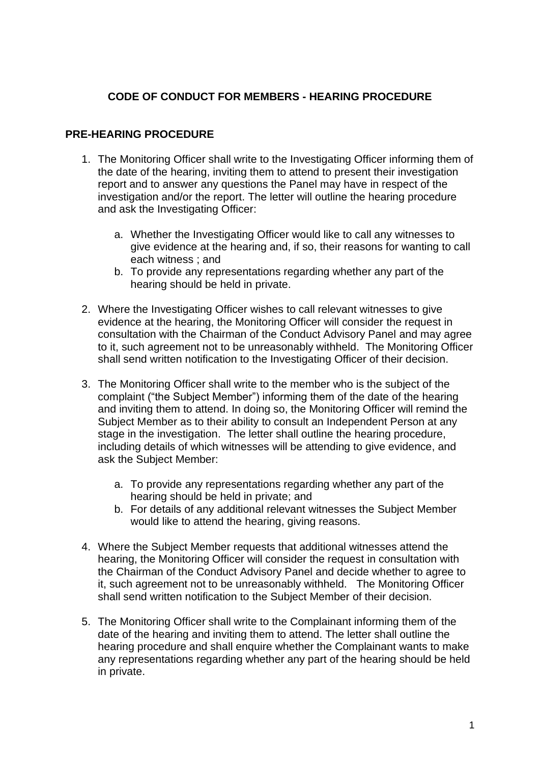# CODE OF CONDUCT FOR MEMBERS - HEARING PROCEDURE

## PRE-HEARING PROCEDURE

1. The Monitoring Officer shall write to the Investigating Officer informing them of the date of the hearing, inviting them to attend to present their investigation report and to answer any questions the Panel may have in respect of the investigation and/or the report. The letter will outline the hearing procedure and ask the Investigating Officer:

   a. Whether the Investigating Officer would like to call any witnesses to give evidence at the hearing and, if so, their reasons for wanting to call each witness ; and
   b. To provide any representations regarding whether any part of the hearing should be held in private.

2. Where the Investigating Officer wishes to call relevant witnesses to give evidence at the hearing, the Monitoring Officer will consider the request in consultation with the Chairman of the Conduct Advisory Panel and may agree to it, such agreement not to be unreasonably withheld. The Monitoring Officer shall send written notification to the Investigating Officer of their decision.

3. The Monitoring Officer shall write to the member who is the subject of the complaint ("the Subject Member") informing them of the date of the hearing and inviting them to attend. In doing so, the Monitoring Officer will remind the Subject Member as to their ability to consult an Independent Person at any stage in the investigation. The letter shall outline the hearing procedure, including details of which witnesses will be attending to give evidence, and ask the Subject Member:

   a. To provide any representations regarding whether any part of the hearing should be held in private; and
   b. For details of any additional relevant witnesses the Subject Member would like to attend the hearing, giving reasons.

4. Where the Subject Member requests that additional witnesses attend the hearing, the Monitoring Officer will consider the request in consultation with the Chairman of the Conduct Advisory Panel and decide whether to agree to it, such agreement not to be unreasonably withheld. The Monitoring Officer shall send written notification to the Subject Member of their decision.

5. The Monitoring Officer shall write to the Complainant informing them of the date of the hearing and inviting them to attend. The letter shall outline the hearing procedure and shall enquire whether the Complainant wants to make any representations regarding whether any part of the hearing should be held in private.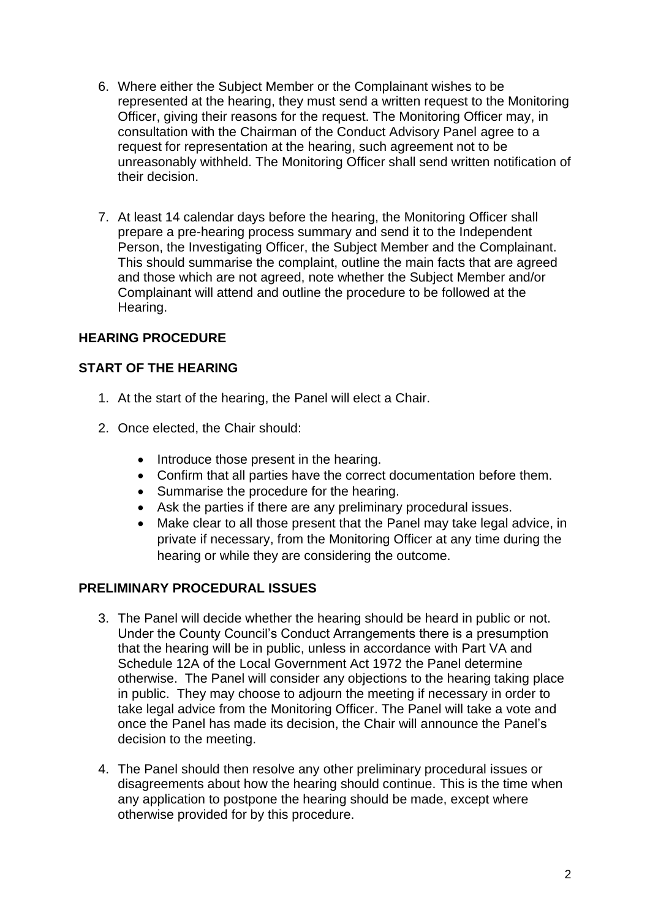6. Where either the Subject Member or the Complainant wishes to be represented at the hearing, they must send a written request to the Monitoring Officer, giving their reasons for the request. The Monitoring Officer may, in consultation with the Chairman of the Conduct Advisory Panel agree to a request for representation at the hearing, such agreement not to be unreasonably withheld. The Monitoring Officer shall send written notification of their decision.

7. At least 14 calendar days before the hearing, the Monitoring Officer shall prepare a pre-hearing process summary and send it to the Independent Person, the Investigating Officer, the Subject Member and the Complainant. This should summarise the complaint, outline the main facts that are agreed and those which are not agreed, note whether the Subject Member and/or Complainant will attend and outline the procedure to be followed at the Hearing.

## HEARING PROCEDURE

## START OF THE HEARING

1. At the start of the hearing, the Panel will elect a Chair.

2. Once elected, the Chair should:

   - Introduce those present in the hearing.
   - Confirm that all parties have the correct documentation before them.
   - Summarise the procedure for the hearing.
   - Ask the parties if there are any preliminary procedural issues.
   - Make clear to all those present that the Panel may take legal advice, in private if necessary, from the Monitoring Officer at any time during the hearing or while they are considering the outcome.

## PRELIMINARY PROCEDURAL ISSUES

3. The Panel will decide whether the hearing should be heard in public or not. Under the County Council's Conduct Arrangements there is a presumption that the hearing will be in public, unless in accordance with Part VA and Schedule 12A of the Local Government Act 1972 the Panel determine otherwise. The Panel will consider any objections to the hearing taking place in public. They may choose to adjourn the meeting if necessary in order to take legal advice from the Monitoring Officer. The Panel will take a vote and once the Panel has made its decision, the Chair will announce the Panel's decision to the meeting.

4. The Panel should then resolve any other preliminary procedural issues or disagreements about how the hearing should continue. This is the time when any application to postpone the hearing should be made, except where otherwise provided for by this procedure.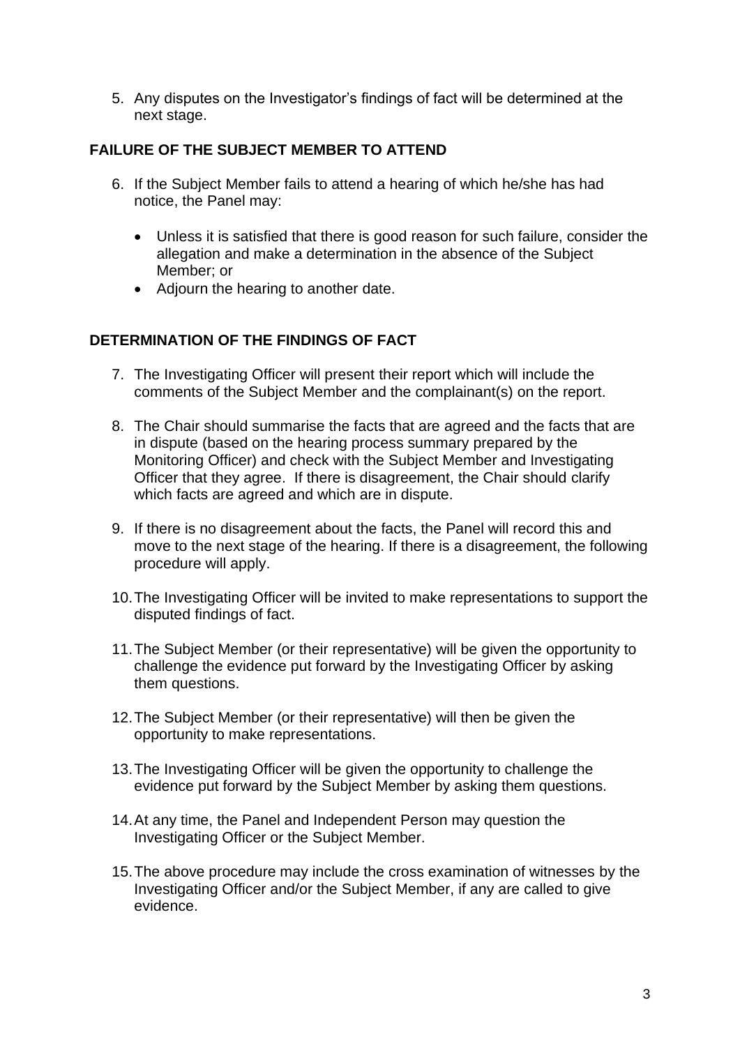5. Any disputes on the Investigator's findings of fact will be determined at the next stage.

## FAILURE OF THE SUBJECT MEMBER TO ATTEND

6. If the Subject Member fails to attend a hearing of which he/she has had notice, the Panel may:

    - Unless it is satisfied that there is good reason for such failure, consider the allegation and make a determination in the absence of the Subject Member; or
    - Adjourn the hearing to another date.

## DETERMINATION OF THE FINDINGS OF FACT

7. The Investigating Officer will present their report which will include the comments of the Subject Member and the complainant(s) on the report.

8. The Chair should summarise the facts that are agreed and the facts that are in dispute (based on the hearing process summary prepared by the Monitoring Officer) and check with the Subject Member and Investigating Officer that they agree. If there is disagreement, the Chair should clarify which facts are agreed and which are in dispute.

9. If there is no disagreement about the facts, the Panel will record this and move to the next stage of the hearing. If there is a disagreement, the following procedure will apply.

10. The Investigating Officer will be invited to make representations to support the disputed findings of fact.

11. The Subject Member (or their representative) will be given the opportunity to challenge the evidence put forward by the Investigating Officer by asking them questions.

12. The Subject Member (or their representative) will then be given the opportunity to make representations.

13. The Investigating Officer will be given the opportunity to challenge the evidence put forward by the Subject Member by asking them questions.

14. At any time, the Panel and Independent Person may question the Investigating Officer or the Subject Member.

15. The above procedure may include the cross examination of witnesses by the Investigating Officer and/or the Subject Member, if any are called to give evidence.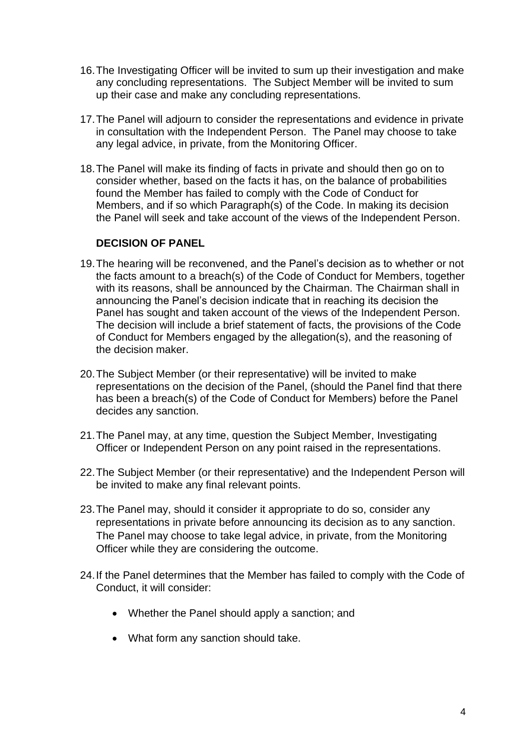16. The Investigating Officer will be invited to sum up their investigation and make any concluding representations. The Subject Member will be invited to sum up their case and make any concluding representations.

17. The Panel will adjourn to consider the representations and evidence in private in consultation with the Independent Person. The Panel may choose to take any legal advice, in private, from the Monitoring Officer.

18. The Panel will make its finding of facts in private and should then go on to consider whether, based on the facts it has, on the balance of probabilities found the Member has failed to comply with the Code of Conduct for Members, and if so which Paragraph(s) of the Code. In making its decision the Panel will seek and take account of the views of the Independent Person.

**DECISION OF PANEL**

19. The hearing will be reconvened, and the Panel's decision as to whether or not the facts amount to a breach(s) of the Code of Conduct for Members, together with its reasons, shall be announced by the Chairman. The Chairman shall in announcing the Panel's decision indicate that in reaching its decision the Panel has sought and taken account of the views of the Independent Person. The decision will include a brief statement of facts, the provisions of the Code of Conduct for Members engaged by the allegation(s), and the reasoning of the decision maker.

20. The Subject Member (or their representative) will be invited to make representations on the decision of the Panel, (should the Panel find that there has been a breach(s) of the Code of Conduct for Members) before the Panel decides any sanction.

21. The Panel may, at any time, question the Subject Member, Investigating Officer or Independent Person on any point raised in the representations.

22. The Subject Member (or their representative) and the Independent Person will be invited to make any final relevant points.

23. The Panel may, should it consider it appropriate to do so, consider any representations in private before announcing its decision as to any sanction. The Panel may choose to take legal advice, in private, from the Monitoring Officer while they are considering the outcome.

24. If the Panel determines that the Member has failed to comply with the Code of Conduct, it will consider:

    - Whether the Panel should apply a sanction; and
    - What form any sanction should take.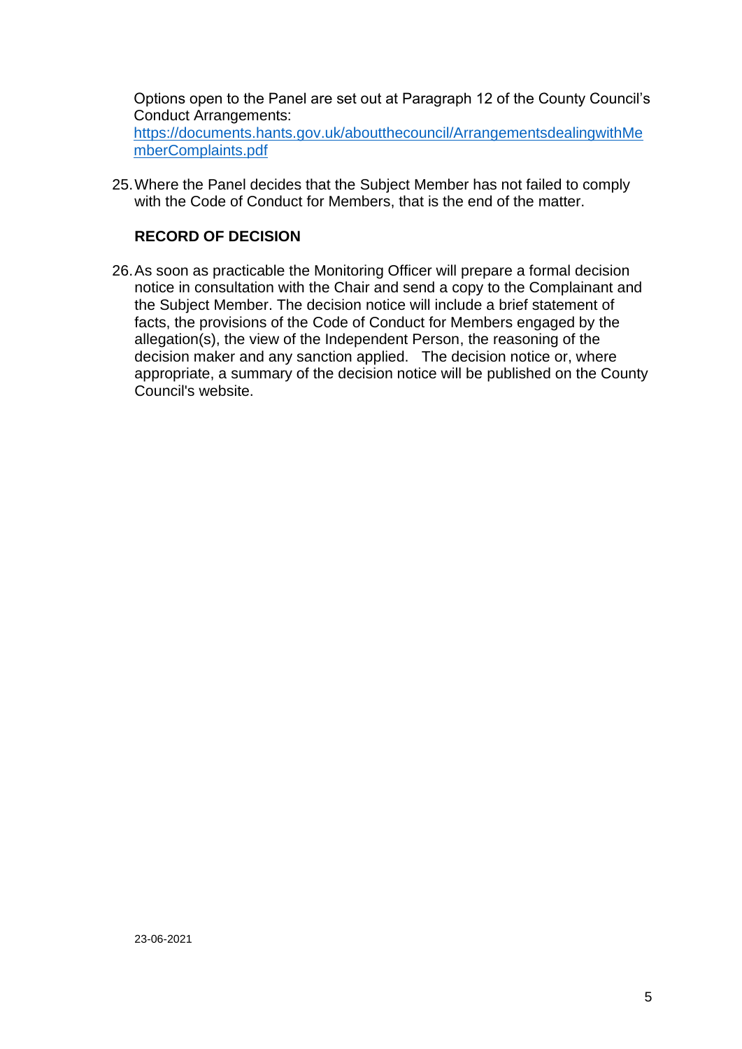Options open to the Panel are set out at Paragraph 12 of the County Council's Conduct Arrangements: [https://documents.hants.gov.uk/aboutthecouncil/ArrangementsdealingwithMemberComplaints.pdf](https://documents.hants.gov.uk/aboutthecouncil/ArrangementsdealingwithMemberComplaints.pdf)

25. Where the Panel decides that the Subject Member has not failed to comply with the Code of Conduct for Members, that is the end of the matter.

**RECORD OF DECISION**

26. As soon as practicable the Monitoring Officer will prepare a formal decision notice in consultation with the Chair and send a copy to the Complainant and the Subject Member. The decision notice will include a brief statement of facts, the provisions of the Code of Conduct for Members engaged by the allegation(s), the view of the Independent Person, the reasoning of the decision maker and any sanction applied. The decision notice or, where appropriate, a summary of the decision notice will be published on the County Council's website.

23-06-2021